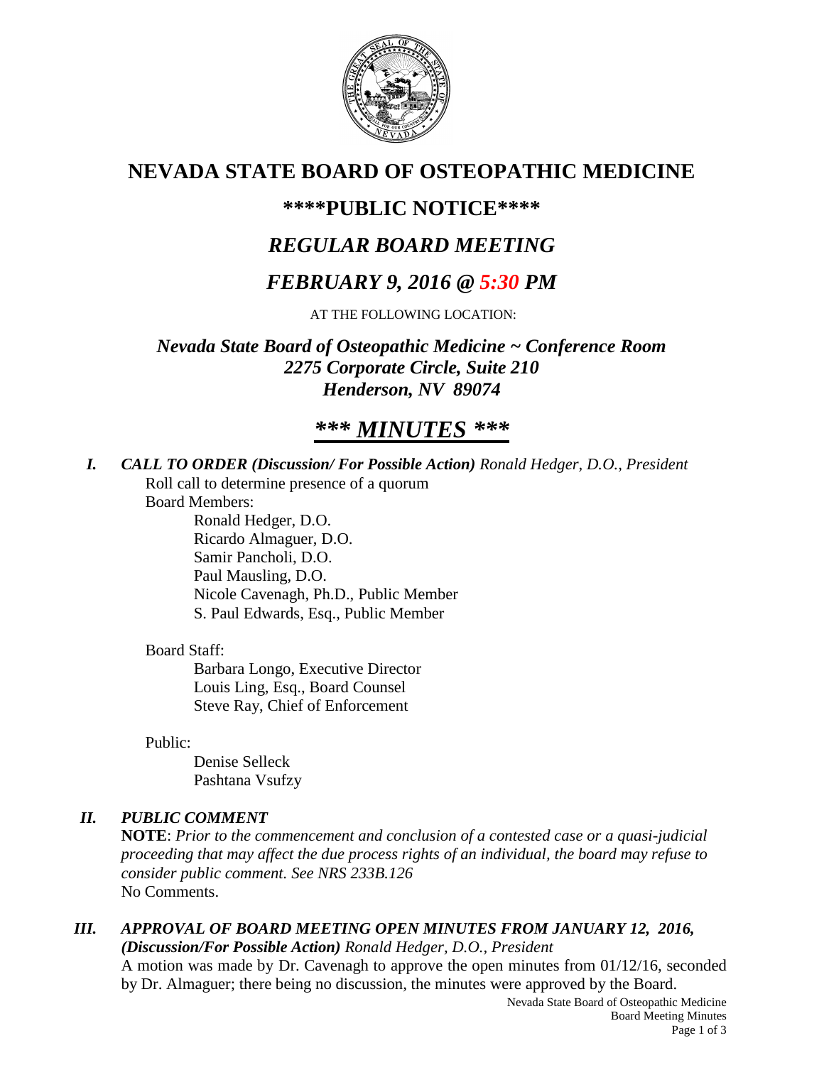# NEVADA STATE BOARD OF OSTEOPATHIC MEDICINE

## \*\*\*\*PUBLIC NOTICE\*\*\*\*

## *REGULAR BOARD MEETING*

## *FEBRUARY 9, 2016 @ 5:30 PM*

AT THE FOLLOWING LOCATION:

***Nevada State Board of Osteopathic Medicine ~ Conference Room***
***2275 Corporate Circle, Suite 210***
***Henderson, NV 89074***

## *\*\*\* MINUTES \*\*\**

***I. CALL TO ORDER (Discussion/ For Possible Action)*** *Ronald Hedger, D.O., President*

Roll call to determine presence of a quorum

Board Members:

- Ronald Hedger, D.O.
- Ricardo Almaguer, D.O.
- Samir Pancholi, D.O.
- Paul Mausling, D.O.
- Nicole Cavenagh, Ph.D., Public Member
- S. Paul Edwards, Esq., Public Member

Board Staff:

- Barbara Longo, Executive Director
- Louis Ling, Esq., Board Counsel
- Steve Ray, Chief of Enforcement

Public:

- Denise Selleck
- Pashtana Vsufzy

***II. PUBLIC COMMENT***

**NOTE**: *Prior to the commencement and conclusion of a contested case or a quasi-judicial proceeding that may affect the due process rights of an individual, the board may refuse to consider public comment. See NRS 233B.126*

No Comments.

***III. APPROVAL OF BOARD MEETING OPEN MINUTES FROM JANUARY 12, 2016, (Discussion/For Possible Action)*** *Ronald Hedger, D.O., President*

A motion was made by Dr. Cavenagh to approve the open minutes from 01/12/16, seconded by Dr. Almaguer; there being no discussion, the minutes were approved by the Board.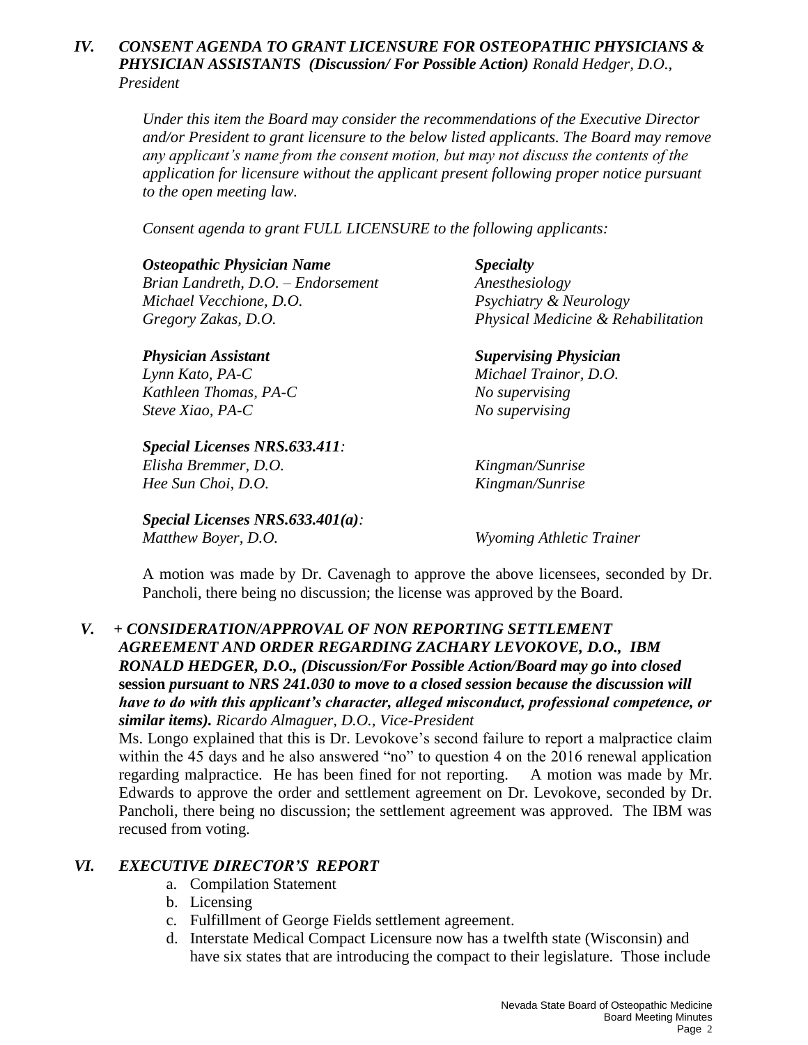## IV. *CONSENT AGENDA TO GRANT LICENSURE FOR OSTEOPATHIC PHYSICIANS & PHYSICIAN ASSISTANTS* ***(Discussion/ For Possible Action)*** *Ronald Hedger, D.O., President*

*Under this item the Board may consider the recommendations of the Executive Director and/or President to grant licensure to the below listed applicants. The Board may remove any applicant's name from the consent motion, but may not discuss the contents of the application for licensure without the applicant present following proper notice pursuant to the open meeting law.*

*Consent agenda to grant FULL LICENSURE to the following applicants:*

| ***Osteopathic Physician Name*** | ***Specialty*** |
|---|---|
| *Brian Landreth, D.O. – Endorsement* | *Anesthesiology* |
| *Michael Vecchione, D.O.* | *Psychiatry & Neurology* |
| *Gregory Zakas, D.O.* | *Physical Medicine & Rehabilitation* |

| ***Physician Assistant*** | ***Supervising Physician*** |
|---|---|
| *Lynn Kato, PA-C* | *Michael Trainor, D.O.* |
| *Kathleen Thomas, PA-C* | *No supervising* |
| *Steve Xiao, PA-C* | *No supervising* |

***Special Licenses NRS.633.411:***

| | |
|---|---|
| *Elisha Bremmer, D.O.* | *Kingman/Sunrise* |
| *Hee Sun Choi, D.O.* | *Kingman/Sunrise* |

***Special Licenses NRS.633.401(a):***

| | |
|---|---|
| *Matthew Boyer, D.O.* | *Wyoming Athletic Trainer* |

A motion was made by Dr. Cavenagh to approve the above licensees, seconded by Dr. Pancholi, there being no discussion; the license was approved by the Board.

## V. *+ CONSIDERATION/APPROVAL OF NON REPORTING SETTLEMENT AGREEMENT AND ORDER REGARDING ZACHARY LEVOKOVE, D.O., IBM RONALD HEDGER, D.O.,* ***(Discussion/For Possible Action/Board may go into closed session pursuant to NRS 241.030 to move to a closed session because the discussion will have to do with this applicant's character, alleged misconduct, professional competence, or similar items).*** *Ricardo Almaguer, D.O., Vice-President*

Ms. Longo explained that this is Dr. Levokove's second failure to report a malpractice claim within the 45 days and he also answered "no" to question 4 on the 2016 renewal application regarding malpractice. He has been fined for not reporting. A motion was made by Mr. Edwards to approve the order and settlement agreement on Dr. Levokove, seconded by Dr. Pancholi, there being no discussion; the settlement agreement was approved. The IBM was recused from voting.

## VI. *EXECUTIVE DIRECTOR'S REPORT*

a. Compilation Statement
b. Licensing
c. Fulfillment of George Fields settlement agreement.
d. Interstate Medical Compact Licensure now has a twelfth state (Wisconsin) and have six states that are introducing the compact to their legislature. Those include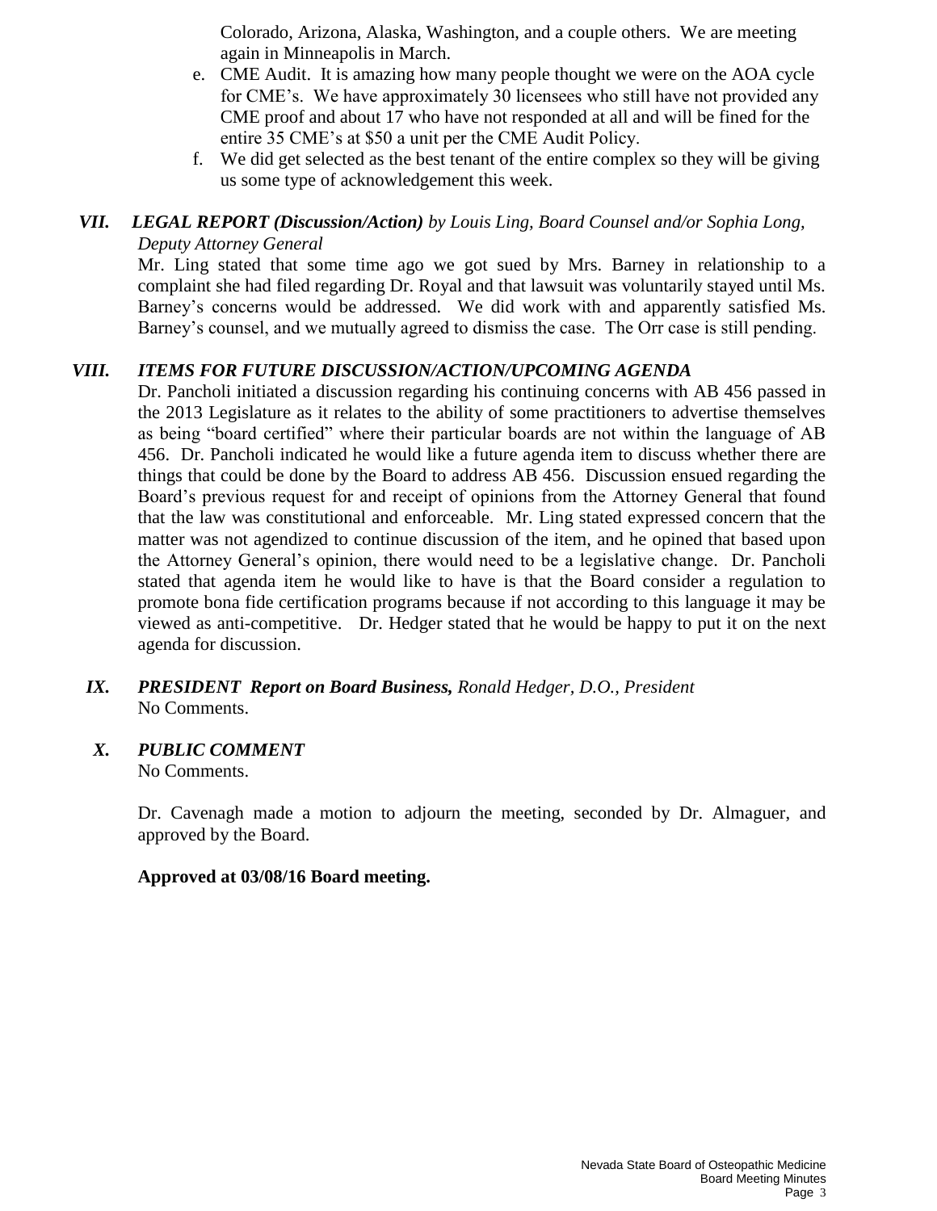Colorado, Arizona, Alaska, Washington, and a couple others. We are meeting again in Minneapolis in March.

e. CME Audit. It is amazing how many people thought we were on the AOA cycle for CME's. We have approximately 30 licensees who still have not provided any CME proof and about 17 who have not responded at all and will be fined for the entire 35 CME's at $50 a unit per the CME Audit Policy.

f. We did get selected as the best tenant of the entire complex so they will be giving us some type of acknowledgement this week.

## *VII. LEGAL REPORT (Discussion/Action) by Louis Ling, Board Counsel and/or Sophia Long, Deputy Attorney General*

Mr. Ling stated that some time ago we got sued by Mrs. Barney in relationship to a complaint she had filed regarding Dr. Royal and that lawsuit was voluntarily stayed until Ms. Barney's concerns would be addressed. We did work with and apparently satisfied Ms. Barney's counsel, and we mutually agreed to dismiss the case. The Orr case is still pending.

## *VIII. ITEMS FOR FUTURE DISCUSSION/ACTION/UPCOMING AGENDA*

Dr. Pancholi initiated a discussion regarding his continuing concerns with AB 456 passed in the 2013 Legislature as it relates to the ability of some practitioners to advertise themselves as being "board certified" where their particular boards are not within the language of AB 456. Dr. Pancholi indicated he would like a future agenda item to discuss whether there are things that could be done by the Board to address AB 456. Discussion ensued regarding the Board's previous request for and receipt of opinions from the Attorney General that found that the law was constitutional and enforceable. Mr. Ling stated expressed concern that the matter was not agendized to continue discussion of the item, and he opined that based upon the Attorney General's opinion, there would need to be a legislative change. Dr. Pancholi stated that agenda item he would like to have is that the Board consider a regulation to promote bona fide certification programs because if not according to this language it may be viewed as anti-competitive. Dr. Hedger stated that he would be happy to put it on the next agenda for discussion.

## *IX. PRESIDENT Report on Board Business, Ronald Hedger, D.O., President*

No Comments.

## *X. PUBLIC COMMENT*

No Comments.

Dr. Cavenagh made a motion to adjourn the meeting, seconded by Dr. Almaguer, and approved by the Board.

**Approved at 03/08/16 Board meeting.**